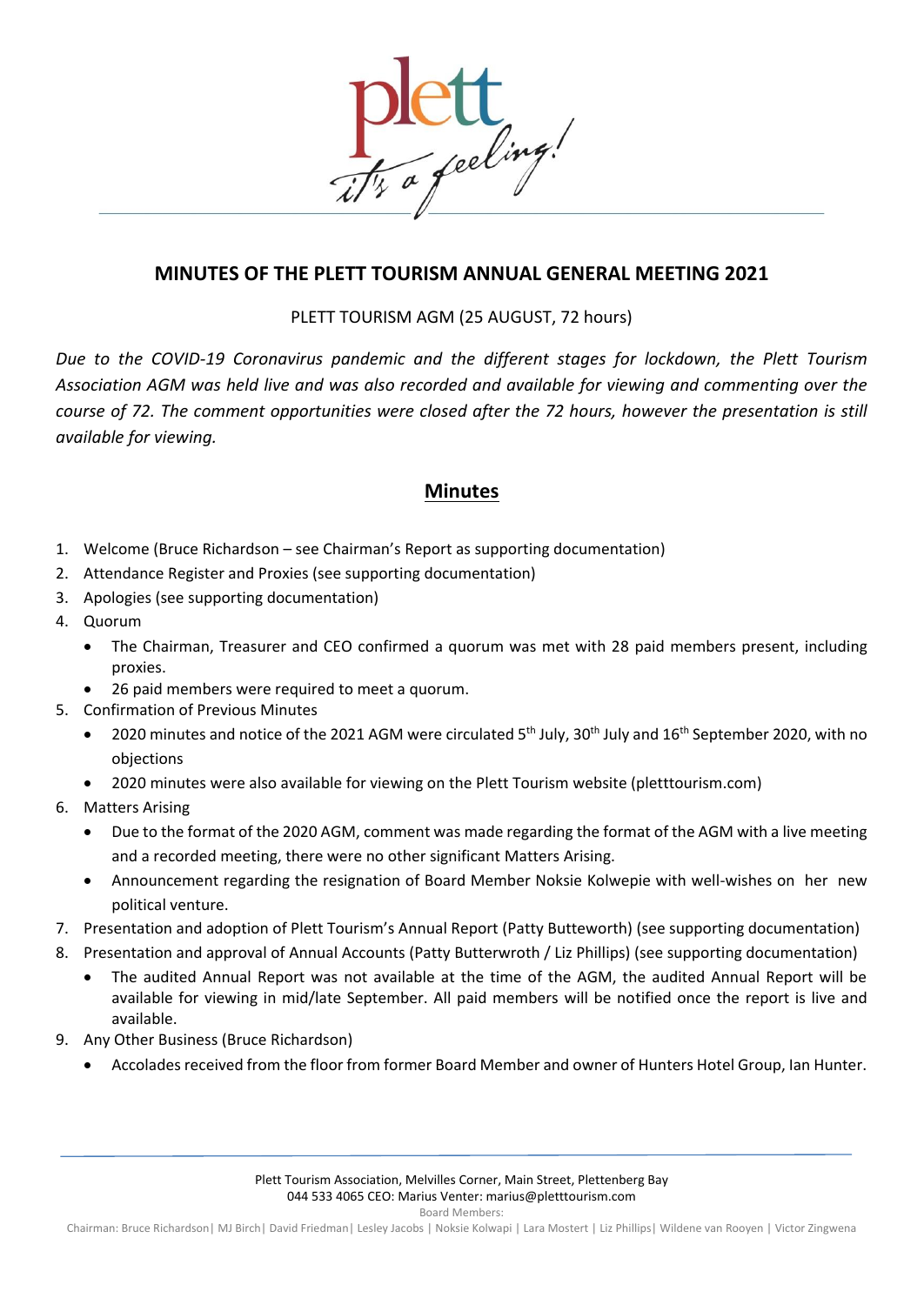plett
it's a feeling!

## MINUTES OF THE PLETT TOURISM ANNUAL GENERAL MEETING 2021

PLETT TOURISM AGM (25 AUGUST, 72 hours)

*Due to the COVID-19 Coronavirus pandemic and the different stages for lockdown, the Plett Tourism Association AGM was held live and was also recorded and available for viewing and commenting over the course of 72. The comment opportunities were closed after the 72 hours, however the presentation is still available for viewing.*

## Minutes

1. Welcome (Bruce Richardson – see Chairman's Report as supporting documentation)
2. Attendance Register and Proxies (see supporting documentation)
3. Apologies (see supporting documentation)
4. Quorum
   - The Chairman, Treasurer and CEO confirmed a quorum was met with 28 paid members present, including proxies.
   - 26 paid members were required to meet a quorum.
5. Confirmation of Previous Minutes
   - 2020 minutes and notice of the 2021 AGM were circulated 5th July, 30th July and 16th September 2020, with no objections
   - 2020 minutes were also available for viewing on the Plett Tourism website (pletttourism.com)
6. Matters Arising
   - Due to the format of the 2020 AGM, comment was made regarding the format of the AGM with a live meeting and a recorded meeting, there were no other significant Matters Arising.
   - Announcement regarding the resignation of Board Member Noksie Kolwepie with well-wishes on her new political venture.
7. Presentation and adoption of Plett Tourism's Annual Report (Patty Butteworth) (see supporting documentation)
8. Presentation and approval of Annual Accounts (Patty Butterwroth / Liz Phillips) (see supporting documentation)
   - The audited Annual Report was not available at the time of the AGM, the audited Annual Report will be available for viewing in mid/late September. All paid members will be notified once the report is live and available.
9. Any Other Business (Bruce Richardson)
   - Accolades received from the floor from former Board Member and owner of Hunters Hotel Group, Ian Hunter.

Plett Tourism Association, Melvilles Corner, Main Street, Plettenberg Bay
044 533 4065 CEO: Marius Venter: marius@pletttourism.com
Board Members:
Chairman: Bruce Richardson| MJ Birch| David Friedman| Lesley Jacobs | Noksie Kolwapi | Lara Mostert | Liz Phillips| Wildene van Rooyen | Victor Zingwena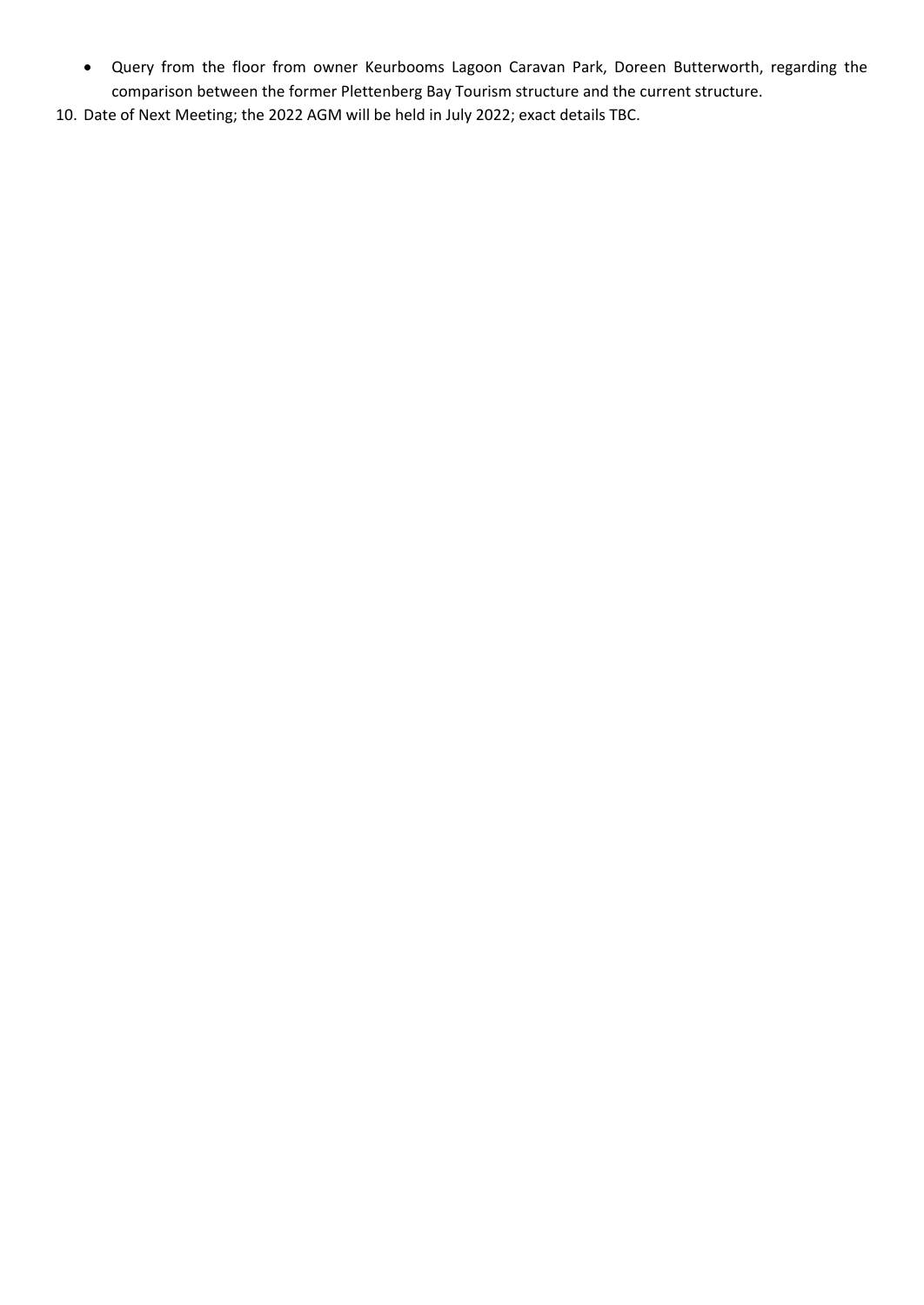- Query from the floor from owner Keurbooms Lagoon Caravan Park, Doreen Butterworth, regarding the comparison between the former Plettenberg Bay Tourism structure and the current structure.

10. Date of Next Meeting; the 2022 AGM will be held in July 2022; exact details TBC.